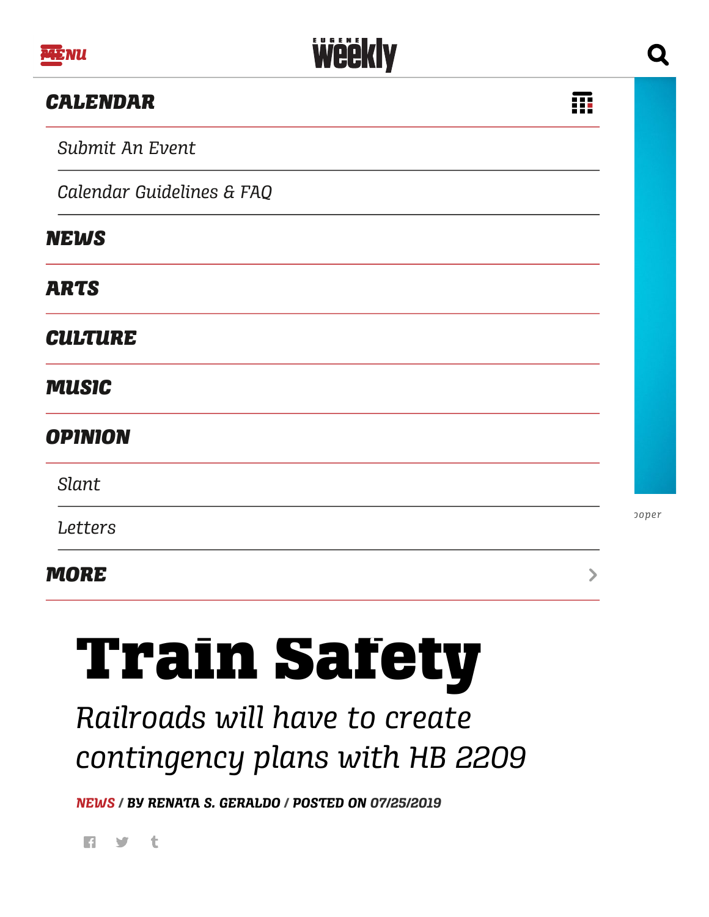# Train Safety

*Railroads will have to create contingency plans with HB 2209*

**NEWS / BY RENATA S. GERALDO / POSTED ON 07/25/2019**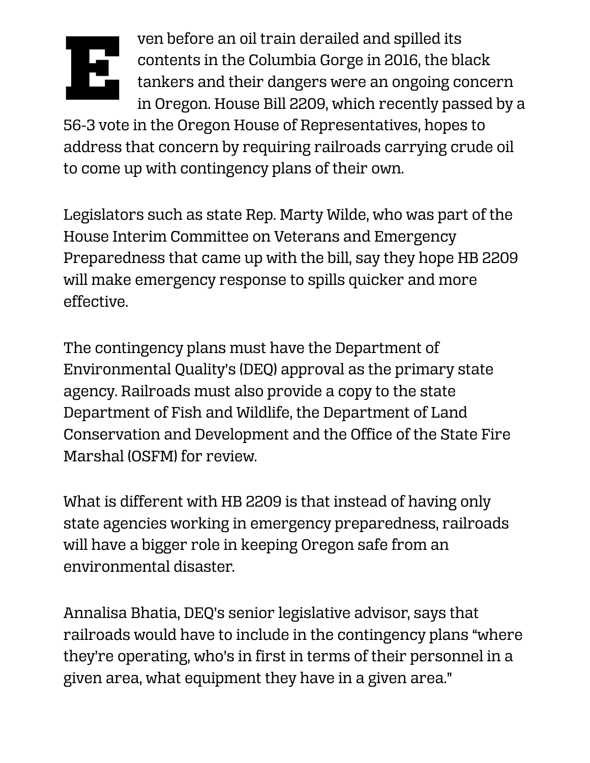Even before an oil train derailed and spilled its contents in the Columbia Gorge in 2016, the black tankers and their dangers were an ongoing concern in Oregon. House Bill 2209, which recently passed by a 56-3 vote in the Oregon House of Representatives, hopes to address that concern by requiring railroads carrying crude oil to come up with contingency plans of their own.

Legislators such as state Rep. Marty Wilde, who was part of the House Interim Committee on Veterans and Emergency Preparedness that came up with the bill, say they hope HB 2209 will make emergency response to spills quicker and more effective.

The contingency plans must have the Department of Environmental Quality's (DEQ) approval as the primary state agency. Railroads must also provide a copy to the state Department of Fish and Wildlife, the Department of Land Conservation and Development and the Office of the State Fire Marshal (OSFM) for review.

What is different with HB 2209 is that instead of having only state agencies working in emergency preparedness, railroads will have a bigger role in keeping Oregon safe from an environmental disaster.

Annalisa Bhatia, DEQ's senior legislative advisor, says that railroads would have to include in the contingency plans "where they're operating, who's in first in terms of their personnel in a given area, what equipment they have in a given area."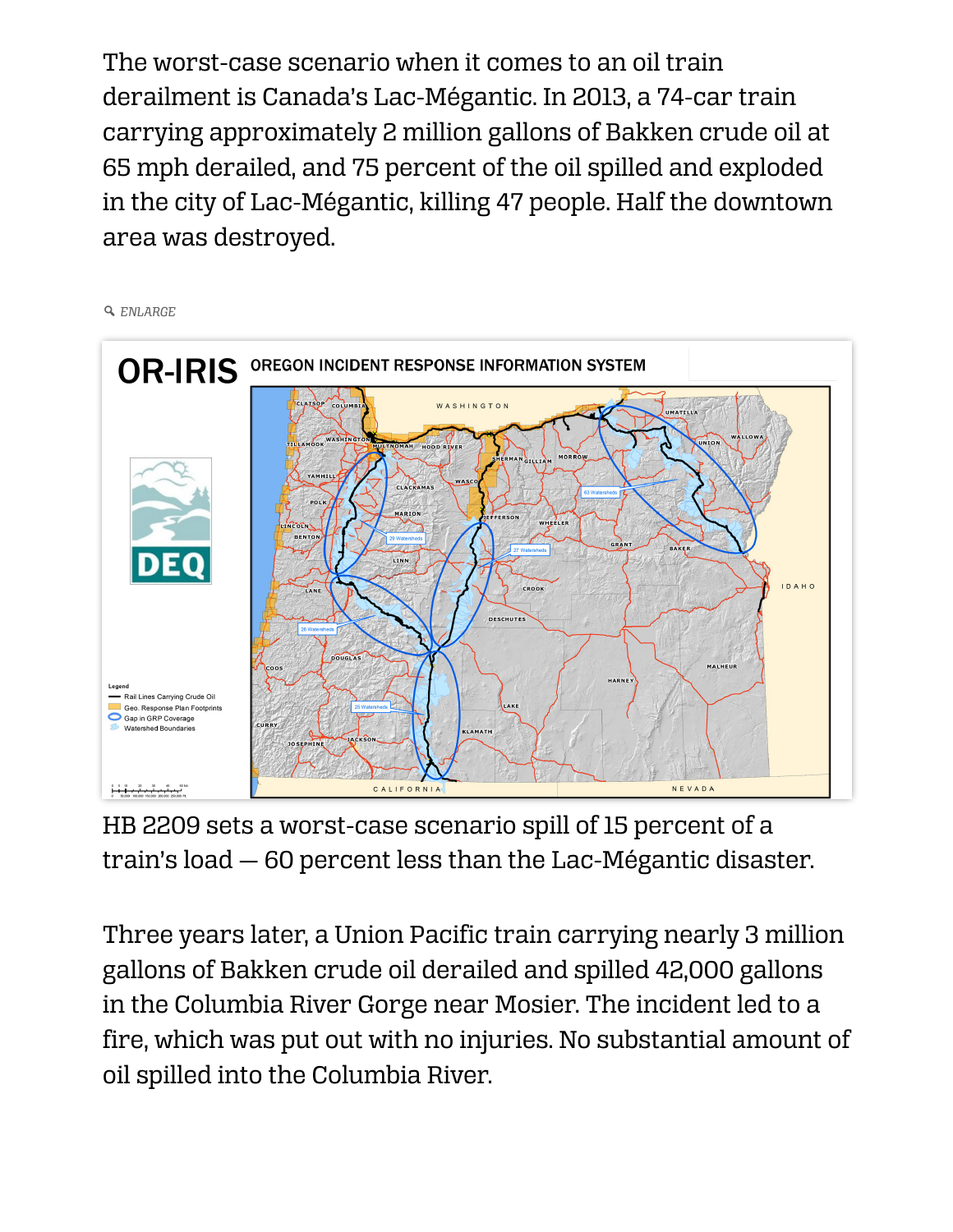The worst-case scenario when it comes to an oil train derailment is Canada's Lac-Mégantic. In 2013, a 74-car train carrying approximately 2 million gallons of Bakken crude oil at 65 mph derailed, and 75 percent of the oil spilled and exploded in the city of Lac-Mégantic, killing 47 people. Half the downtown area was destroyed.

HB 2209 sets a worst-case scenario spill of 15 percent of a train's load — 60 percent less than the Lac-Mégantic disaster.

Three years later, a Union Pacific train carrying nearly 3 million gallons of Bakken crude oil derailed and spilled 42,000 gallons in the Columbia River Gorge near Mosier. The incident led to a fire, which was put out with no injuries. No substantial amount of oil spilled into the Columbia River.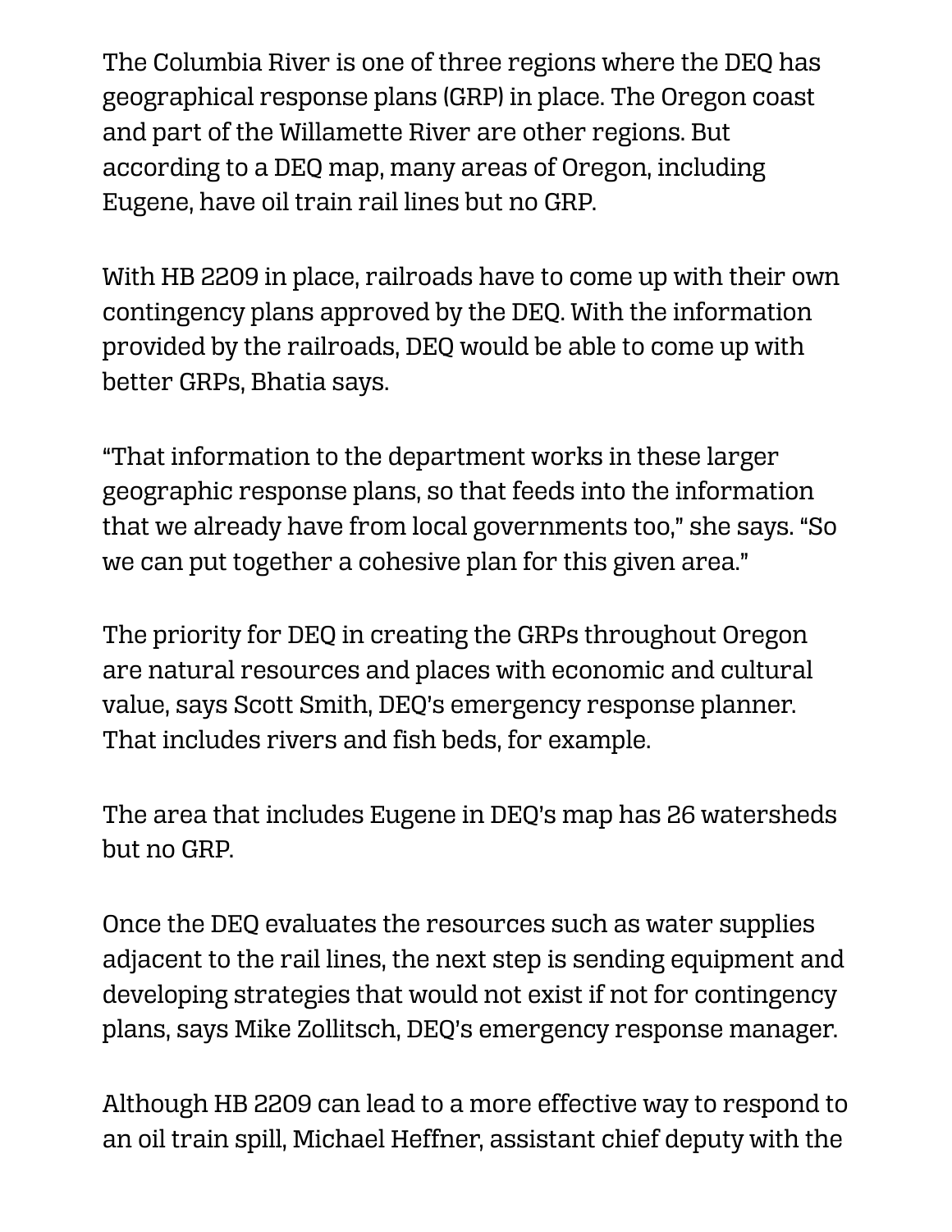The Columbia River is one of three regions where the DEQ has geographical response plans (GRP) in place. The Oregon coast and part of the Willamette River are other regions. But according to a DEQ map, many areas of Oregon, including Eugene, have oil train rail lines but no GRP.

With HB 2209 in place, railroads have to come up with their own contingency plans approved by the DEQ. With the information provided by the railroads, DEQ would be able to come up with better GRPs, Bhatia says.

"That information to the department works in these larger geographic response plans, so that feeds into the information that we already have from local governments too," she says. "So we can put together a cohesive plan for this given area."

The priority for DEQ in creating the GRPs throughout Oregon are natural resources and places with economic and cultural value, says Scott Smith, DEQ's emergency response planner. That includes rivers and fish beds, for example.

The area that includes Eugene in DEQ's map has 26 watersheds but no GRP.

Once the DEQ evaluates the resources such as water supplies adjacent to the rail lines, the next step is sending equipment and developing strategies that would not exist if not for contingency plans, says Mike Zollitsch, DEQ's emergency response manager.

Although HB 2209 can lead to a more effective way to respond to an oil train spill, Michael Heffner, assistant chief deputy with the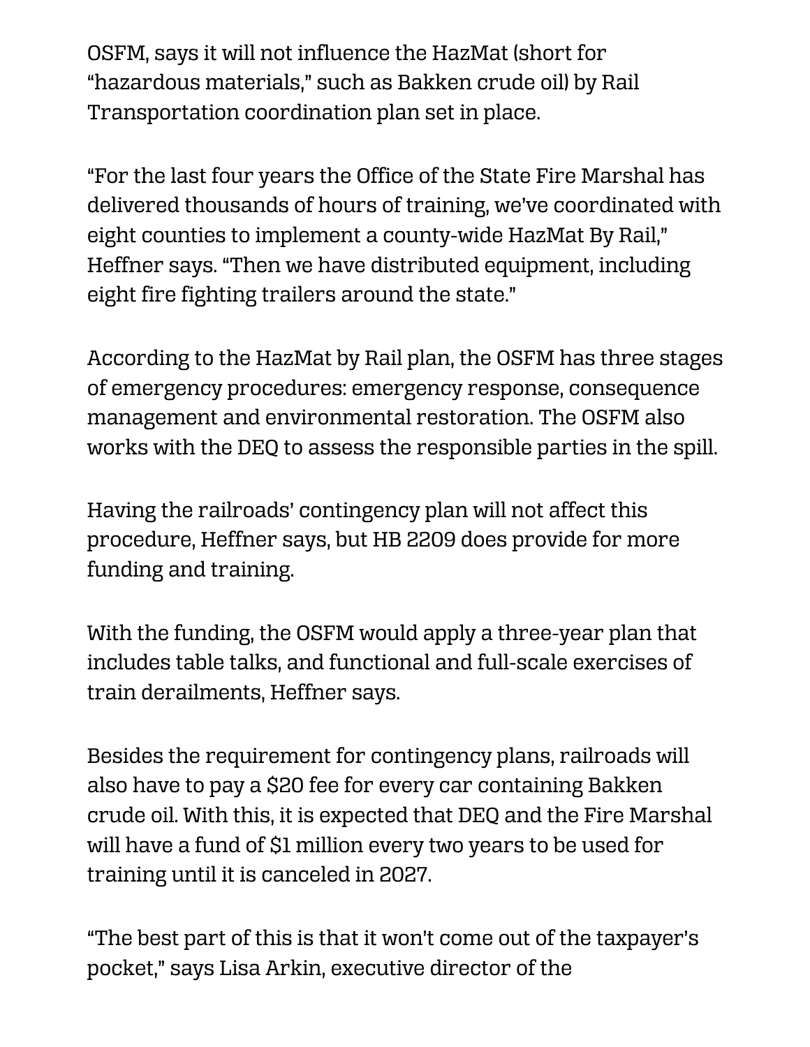OSFM, says it will not influence the HazMat (short for "hazardous materials," such as Bakken crude oil) by Rail Transportation coordination plan set in place.

"For the last four years the Office of the State Fire Marshal has delivered thousands of hours of training, we've coordinated with eight counties to implement a county-wide HazMat By Rail," Heffner says. "Then we have distributed equipment, including eight fire fighting trailers around the state."

According to the HazMat by Rail plan, the OSFM has three stages of emergency procedures: emergency response, consequence management and environmental restoration. The OSFM also works with the DEQ to assess the responsible parties in the spill.

Having the railroads' contingency plan will not affect this procedure, Heffner says, but HB 2209 does provide for more funding and training.

With the funding, the OSFM would apply a three-year plan that includes table talks, and functional and full-scale exercises of train derailments, Heffner says.

Besides the requirement for contingency plans, railroads will also have to pay a $20 fee for every car containing Bakken crude oil. With this, it is expected that DEQ and the Fire Marshal will have a fund of $1 million every two years to be used for training until it is canceled in 2027.

"The best part of this is that it won't come out of the taxpayer's pocket," says Lisa Arkin, executive director of the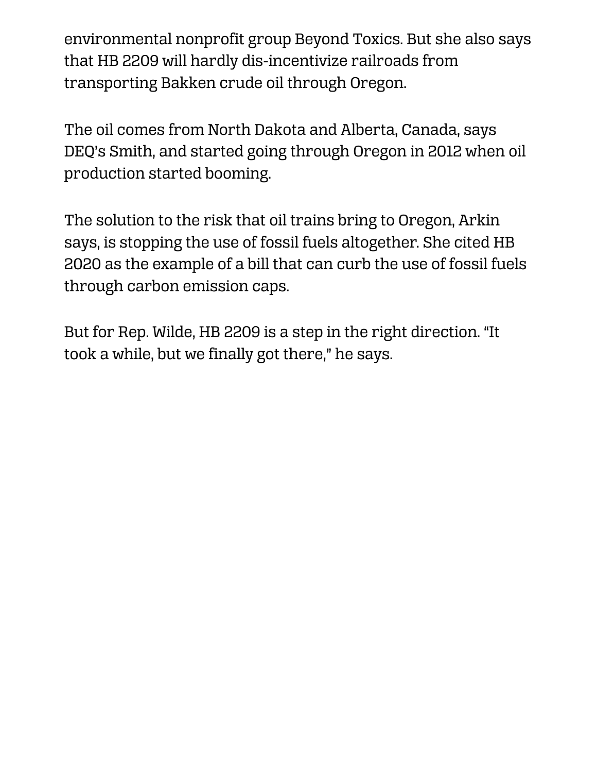environmental nonprofit group Beyond Toxics. But she also says that HB 2209 will hardly dis-incentivize railroads from transporting Bakken crude oil through Oregon.

The oil comes from North Dakota and Alberta, Canada, says DEQ's Smith, and started going through Oregon in 2012 when oil production started booming.

The solution to the risk that oil trains bring to Oregon, Arkin says, is stopping the use of fossil fuels altogether. She cited HB 2020 as the example of a bill that can curb the use of fossil fuels through carbon emission caps.

But for Rep. Wilde, HB 2209 is a step in the right direction. "It took a while, but we finally got there," he says.